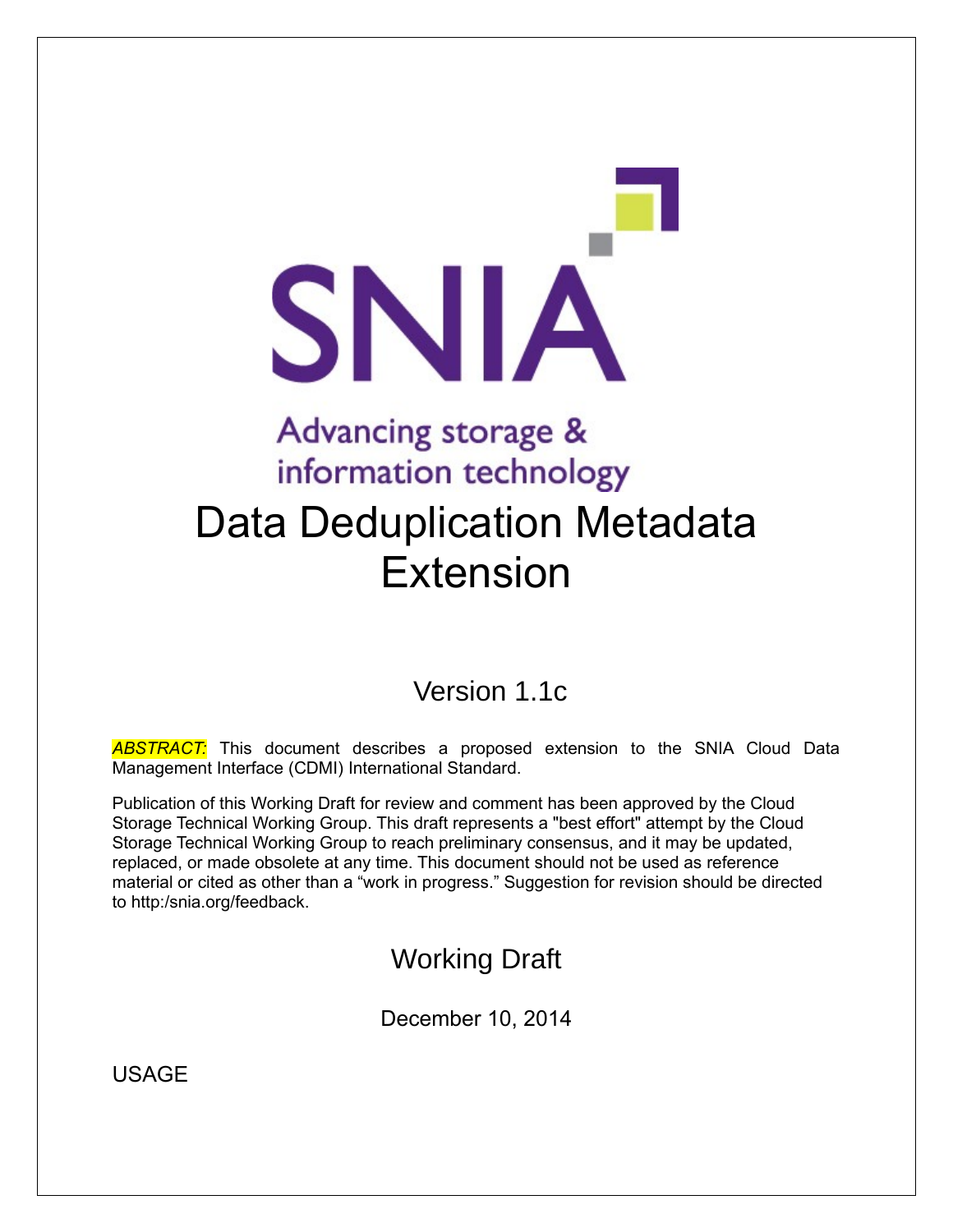SNIA

Advancing storage & information technology

# Data Deduplication Metadata Extension

Version 1.1c

*ABSTRACT:* This document describes a proposed extension to the SNIA Cloud Data Management Interface (CDMI) International Standard.

Publication of this Working Draft for review and comment has been approved by the Cloud Storage Technical Working Group. This draft represents a "best effort" attempt by the Cloud Storage Technical Working Group to reach preliminary consensus, and it may be updated, replaced, or made obsolete at any time. This document should not be used as reference material or cited as other than a “work in progress.” Suggestion for revision should be directed to http:/snia.org/feedback.

Working Draft

December 10, 2014

USAGE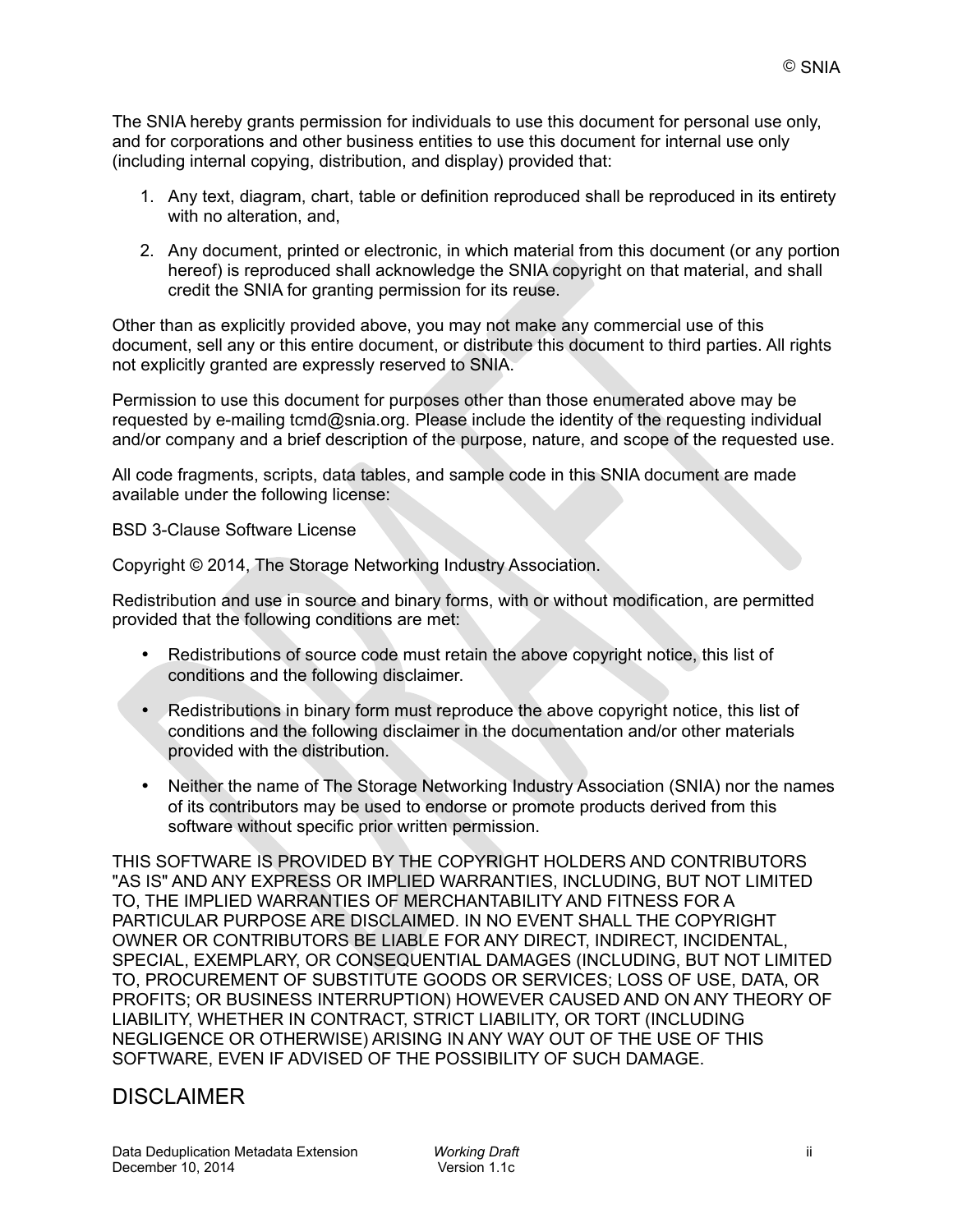The SNIA hereby grants permission for individuals to use this document for personal use only, and for corporations and other business entities to use this document for internal use only (including internal copying, distribution, and display) provided that:

1. Any text, diagram, chart, table or definition reproduced shall be reproduced in its entirety with no alteration, and,
2. Any document, printed or electronic, in which material from this document (or any portion hereof) is reproduced shall acknowledge the SNIA copyright on that material, and shall credit the SNIA for granting permission for its reuse.

Other than as explicitly provided above, you may not make any commercial use of this document, sell any or this entire document, or distribute this document to third parties. All rights not explicitly granted are expressly reserved to SNIA.

Permission to use this document for purposes other than those enumerated above may be requested by e-mailing tcmd@snia.org. Please include the identity of the requesting individual and/or company and a brief description of the purpose, nature, and scope of the requested use.

All code fragments, scripts, data tables, and sample code in this SNIA document are made available under the following license:

BSD 3-Clause Software License

Copyright © 2014, The Storage Networking Industry Association.

Redistribution and use in source and binary forms, with or without modification, are permitted provided that the following conditions are met:

- Redistributions of source code must retain the above copyright notice, this list of conditions and the following disclaimer.
- Redistributions in binary form must reproduce the above copyright notice, this list of conditions and the following disclaimer in the documentation and/or other materials provided with the distribution.
- Neither the name of The Storage Networking Industry Association (SNIA) nor the names of its contributors may be used to endorse or promote products derived from this software without specific prior written permission.

THIS SOFTWARE IS PROVIDED BY THE COPYRIGHT HOLDERS AND CONTRIBUTORS "AS IS" AND ANY EXPRESS OR IMPLIED WARRANTIES, INCLUDING, BUT NOT LIMITED TO, THE IMPLIED WARRANTIES OF MERCHANTABILITY AND FITNESS FOR A PARTICULAR PURPOSE ARE DISCLAIMED. IN NO EVENT SHALL THE COPYRIGHT OWNER OR CONTRIBUTORS BE LIABLE FOR ANY DIRECT, INDIRECT, INCIDENTAL, SPECIAL, EXEMPLARY, OR CONSEQUENTIAL DAMAGES (INCLUDING, BUT NOT LIMITED TO, PROCUREMENT OF SUBSTITUTE GOODS OR SERVICES; LOSS OF USE, DATA, OR PROFITS; OR BUSINESS INTERRUPTION) HOWEVER CAUSED AND ON ANY THEORY OF LIABILITY, WHETHER IN CONTRACT, STRICT LIABILITY, OR TORT (INCLUDING NEGLIGENCE OR OTHERWISE) ARISING IN ANY WAY OUT OF THE USE OF THIS SOFTWARE, EVEN IF ADVISED OF THE POSSIBILITY OF SUCH DAMAGE.

## DISCLAIMER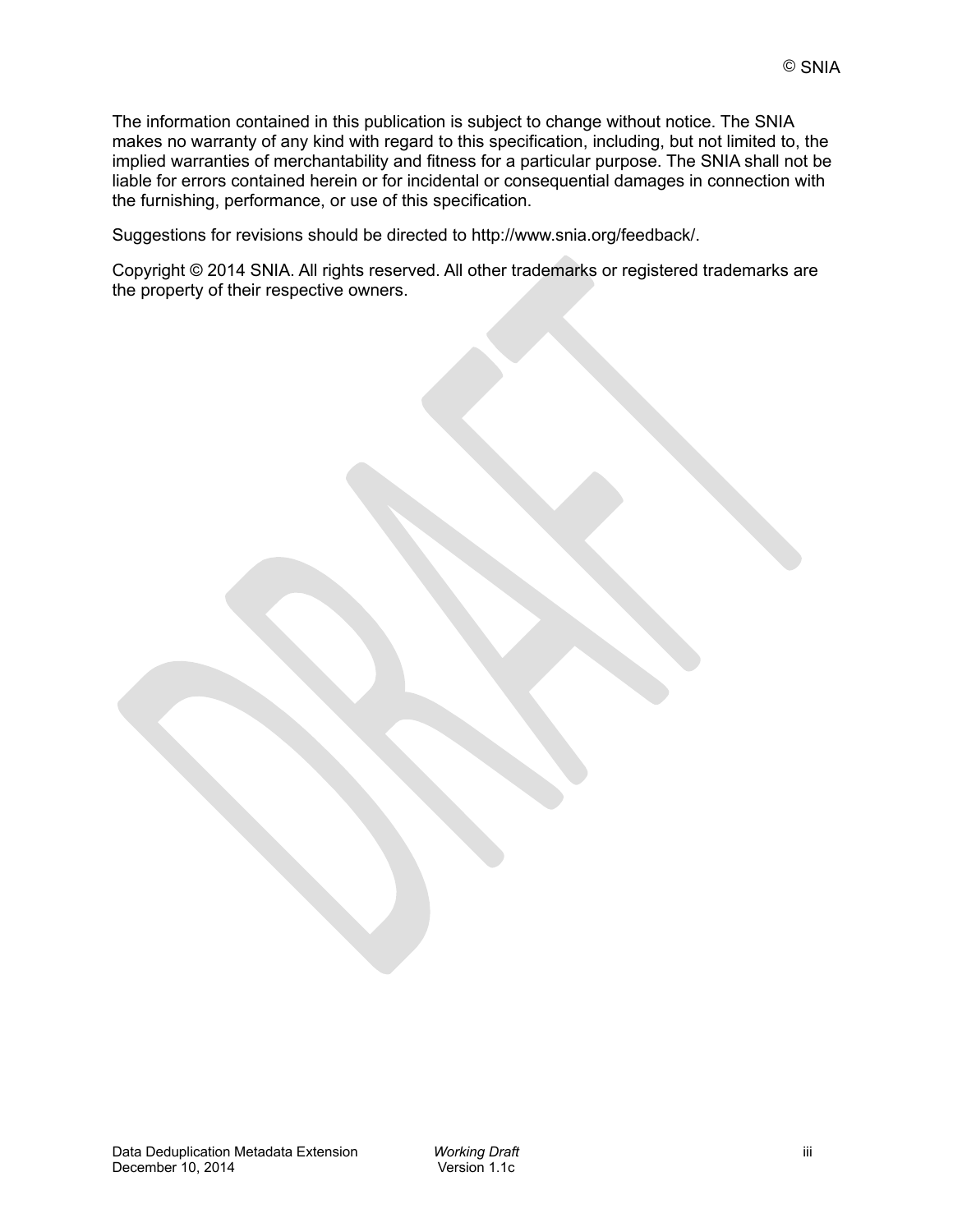The information contained in this publication is subject to change without notice. The SNIA makes no warranty of any kind with regard to this specification, including, but not limited to, the implied warranties of merchantability and fitness for a particular purpose. The SNIA shall not be liable for errors contained herein or for incidental or consequential damages in connection with the furnishing, performance, or use of this specification.

Suggestions for revisions should be directed to http://www.snia.org/feedback/.

Copyright © 2014 SNIA. All rights reserved. All other trademarks or registered trademarks are the property of their respective owners.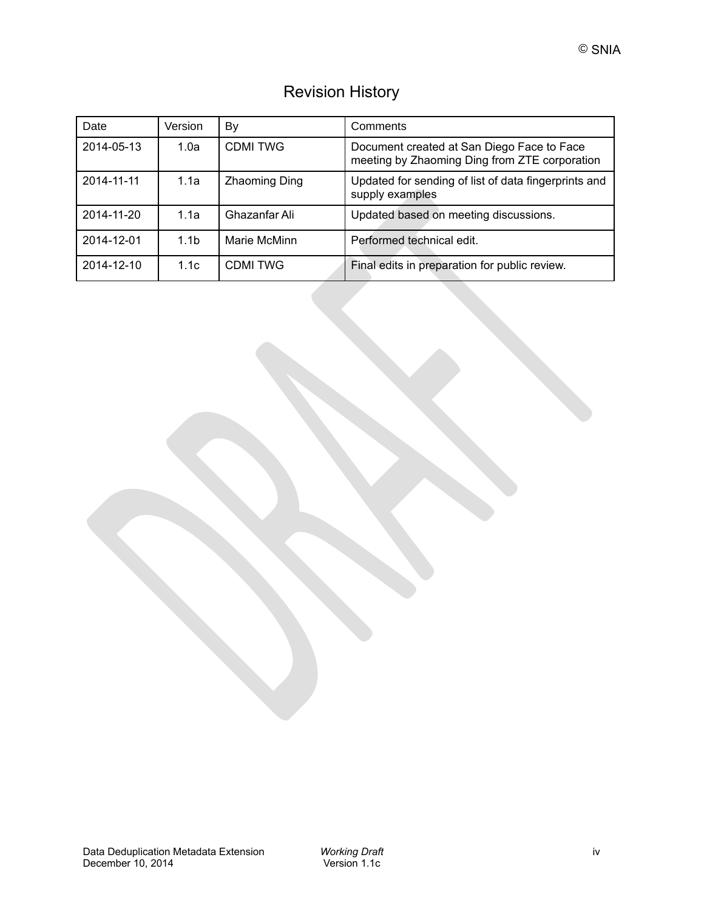# Revision History

| Date | Version | By | Comments |
|---|---|---|---|
| 2014-05-13 | 1.0a | CDMI TWG | Document created at San Diego Face to Face meeting by Zhaoming Ding from ZTE corporation |
| 2014-11-11 | 1.1a | Zhaoming Ding | Updated for sending of list of data fingerprints and supply examples |
| 2014-11-20 | 1.1a | Ghazanfar Ali | Updated based on meeting discussions. |
| 2014-12-01 | 1.1b | Marie McMinn | Performed technical edit. |
| 2014-12-10 | 1.1c | CDMI TWG | Final edits in preparation for public review. |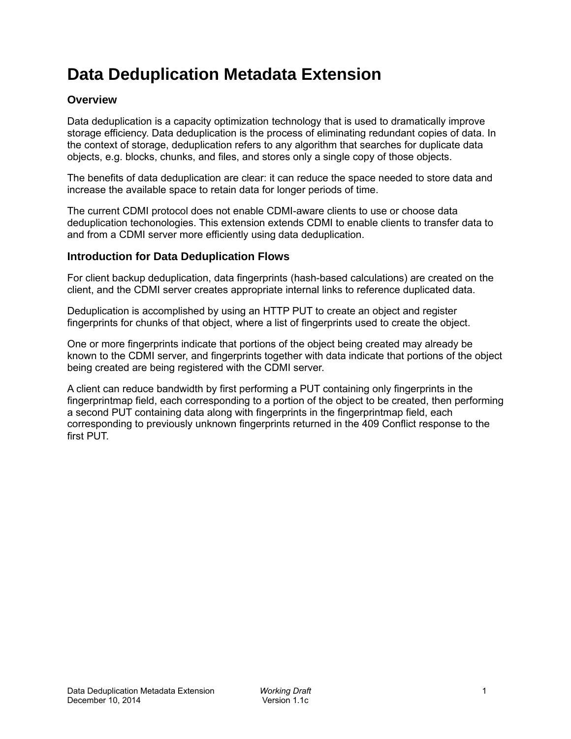# Data Deduplication Metadata Extension

## Overview

Data deduplication is a capacity optimization technology that is used to dramatically improve storage efficiency. Data deduplication is the process of eliminating redundant copies of data. In the context of storage, deduplication refers to any algorithm that searches for duplicate data objects, e.g. blocks, chunks, and files, and stores only a single copy of those objects.

The benefits of data deduplication are clear: it can reduce the space needed to store data and increase the available space to retain data for longer periods of time.

The current CDMI protocol does not enable CDMI-aware clients to use or choose data deduplication techonologies. This extension extends CDMI to enable clients to transfer data to and from a CDMI server more efficiently using data deduplication.

## Introduction for Data Deduplication Flows

For client backup deduplication, data fingerprints (hash-based calculations) are created on the client, and the CDMI server creates appropriate internal links to reference duplicated data.

Deduplication is accomplished by using an HTTP PUT to create an object and register fingerprints for chunks of that object, where a list of fingerprints used to create the object.

One or more fingerprints indicate that portions of the object being created may already be known to the CDMI server, and fingerprints together with data indicate that portions of the object being created are being registered with the CDMI server.

A client can reduce bandwidth by first performing a PUT containing only fingerprints in the fingerprintmap field, each corresponding to a portion of the object to be created, then performing a second PUT containing data along with fingerprints in the fingerprintmap field, each corresponding to previously unknown fingerprints returned in the 409 Conflict response to the first PUT.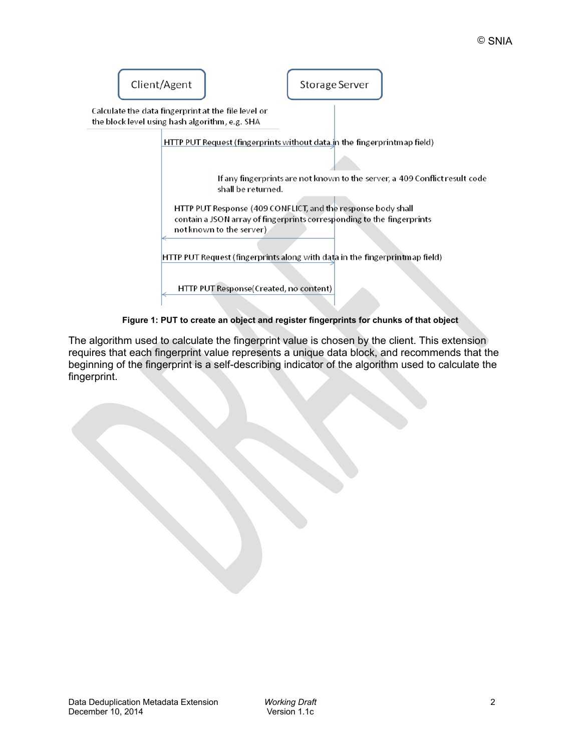Client/Agent

Storage Server

Calculate the data fingerprint at the file level or the block level using hash algorithm, e.g. SHA

HTTP PUT Request (fingerprints without data in the fingerprintmap field)

If any fingerprints are not known to the server, a 409 Conflict result code shall be returned.

HTTP PUT Response (409 CONFLICT, and the response body shall contain a JSON array of fingerprints corresponding to the fingerprints not known to the server)

HTTP PUT Request (fingerprints along with data in the fingerprintmap field)

HTTP PUT Response(Created, no content)

**Figure 1: PUT to create an object and register fingerprints for chunks of that object**

The algorithm used to calculate the fingerprint value is chosen by the client. This extension requires that each fingerprint value represents a unique data block, and recommends that the beginning of the fingerprint is a self-describing indicator of the algorithm used to calculate the fingerprint.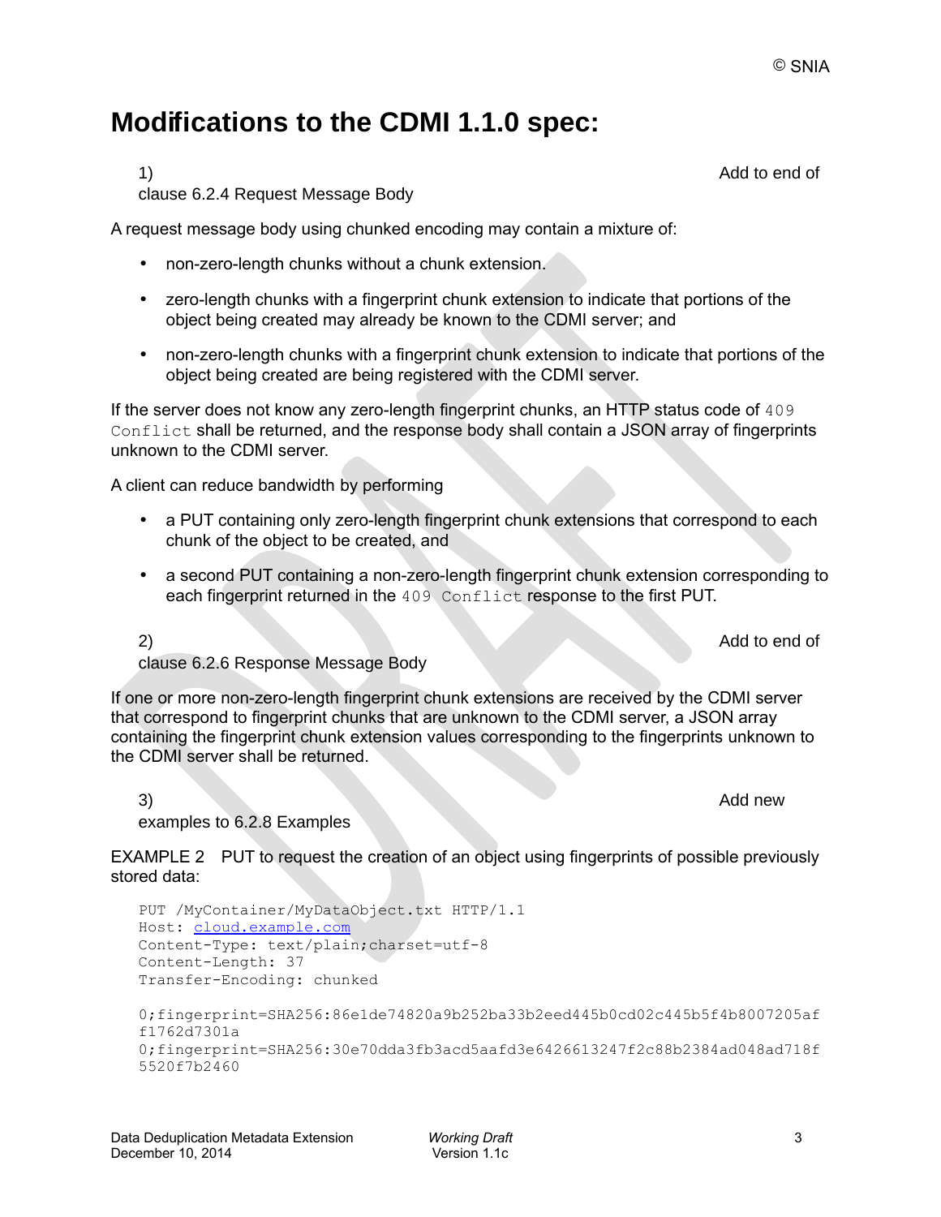# Modifications to the CDMI 1.1.0 spec:

1) Add to end of clause 6.2.4 Request Message Body

A request message body using chunked encoding may contain a mixture of:

- non-zero-length chunks without a chunk extension.
- zero-length chunks with a fingerprint chunk extension to indicate that portions of the object being created may already be known to the CDMI server; and
- non-zero-length chunks with a fingerprint chunk extension to indicate that portions of the object being created are being registered with the CDMI server.

If the server does not know any zero-length fingerprint chunks, an HTTP status code of `409 Conflict` shall be returned, and the response body shall contain a JSON array of fingerprints unknown to the CDMI server.

A client can reduce bandwidth by performing

- a PUT containing only zero-length fingerprint chunk extensions that correspond to each chunk of the object to be created, and
- a second PUT containing a non-zero-length fingerprint chunk extension corresponding to each fingerprint returned in the `409 Conflict` response to the first PUT.

2) Add to end of clause 6.2.6 Response Message Body

If one or more non-zero-length fingerprint chunk extensions are received by the CDMI server that correspond to fingerprint chunks that are unknown to the CDMI server, a JSON array containing the fingerprint chunk extension values corresponding to the fingerprints unknown to the CDMI server shall be returned.

3) Add new examples to 6.2.8 Examples

EXAMPLE 2 PUT to request the creation of an object using fingerprints of possible previously stored data:

```
PUT /MyContainer/MyDataObject.txt HTTP/1.1
Host: cloud.example.com
Content-Type: text/plain;charset=utf-8
Content-Length: 37
Transfer-Encoding: chunked

0;fingerprint=SHA256:86e1de74820a9b252ba33b2eed445b0cd02c445b5f4b8007205af
f1762d7301a
0;fingerprint=SHA256:30e70dda3fb3acd5aafd3e6426613247f2c88b2384ad048ad718f
5520f7b2460
```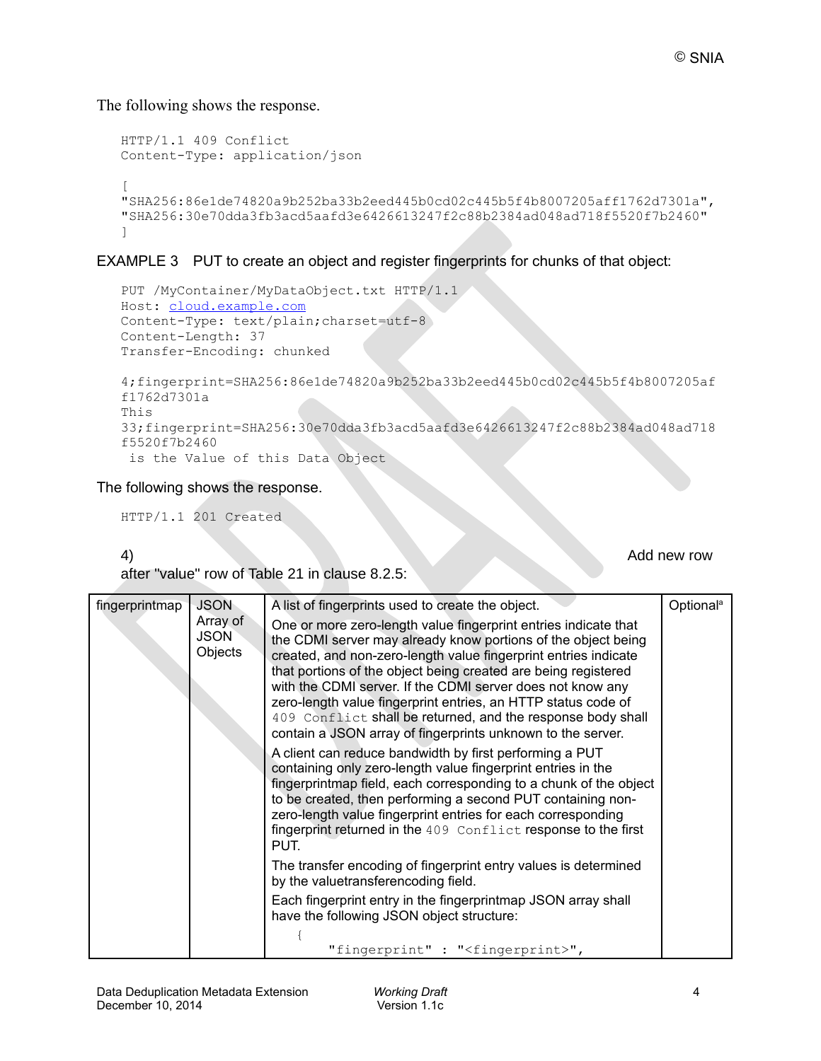The following shows the response.

```
HTTP/1.1 409 Conflict
Content-Type: application/json

[
"SHA256:86e1de74820a9b252ba33b2eed445b0cd02c445b5f4b8007205aff1762d7301a",
"SHA256:30e70dda3fb3acd5aafd3e6426613247f2c88b2384ad048ad718f5520f7b2460"
]
```

EXAMPLE 3 PUT to create an object and register fingerprints for chunks of that object:

```
PUT /MyContainer/MyDataObject.txt HTTP/1.1
Host: cloud.example.com
Content-Type: text/plain;charset=utf-8
Content-Length: 37
Transfer-Encoding: chunked

4;fingerprint=SHA256:86e1de74820a9b252ba33b2eed445b0cd02c445b5f4b8007205af
f1762d7301a
This
33;fingerprint=SHA256:30e70dda3fb3acd5aafd3e6426613247f2c88b2384ad048ad718
f5520f7b2460
 is the Value of this Data Object
```

The following shows the response.

```
HTTP/1.1 201 Created
```

4) Add new row after "value" row of Table 21 in clause 8.2.5:

| | | | |
|---|---|---|---|
| fingerprintmap | JSON Array of JSON Objects | A list of fingerprints used to create the object.<br><br>One or more zero-length value fingerprint entries indicate that the CDMI server may already know portions of the object being created, and non-zero-length value fingerprint entries indicate that portions of the object being created are being registered with the CDMI server. If the CDMI server does not know any zero-length value fingerprint entries, an HTTP status code of `409 Conflict` shall be returned, and the response body shall contain a JSON array of fingerprints unknown to the server.<br><br>A client can reduce bandwidth by first performing a PUT containing only zero-length value fingerprint entries in the fingerprintmap field, each corresponding to a chunk of the object to be created, then performing a second PUT containing non-zero-length value fingerprint entries for each corresponding fingerprint returned in the `409 Conflict` response to the first PUT.<br><br>The transfer encoding of fingerprint entry values is determined by the valuetransferencoding field.<br><br>Each fingerprint entry in the fingerprintmap JSON array shall have the following JSON object structure:<br><br>`{`<br>`    "fingerprint" : "<fingerprint>",` | Optional[a] |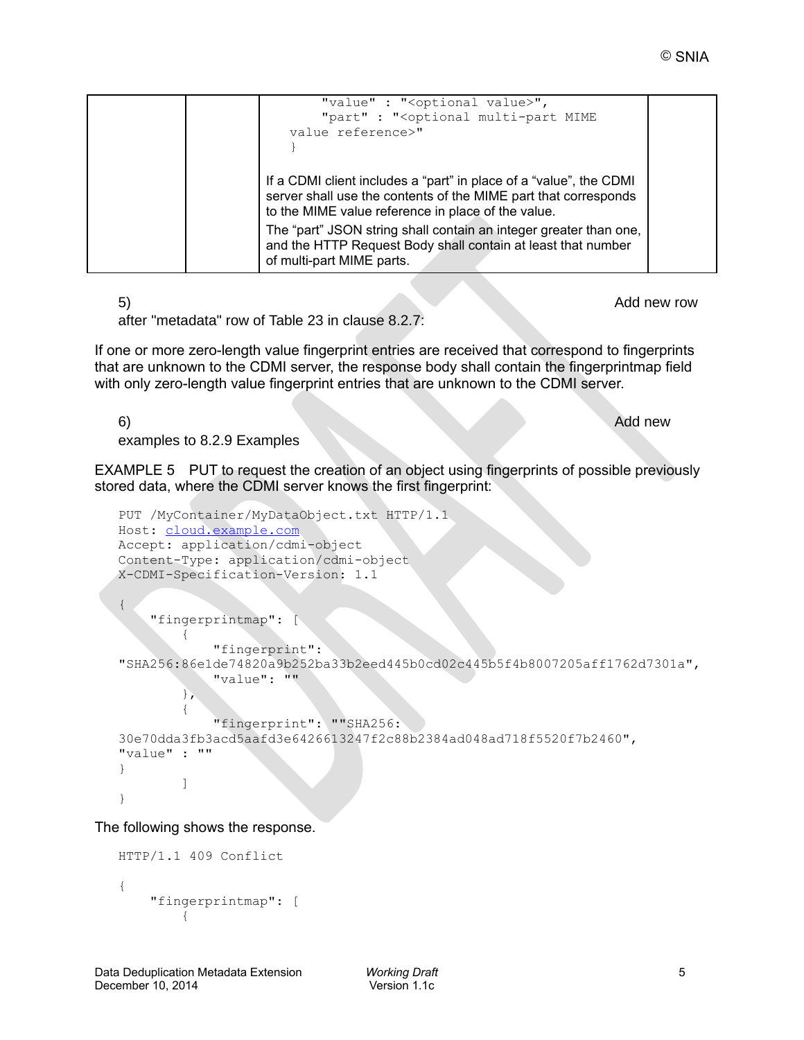| | | "value" : "<optional value>",<br>"part" : "<optional multi-part MIME value reference>"<br>}<br><br>If a CDMI client includes a "part" in place of a "value", the CDMI server shall use the contents of the MIME part that corresponds to the MIME value reference in place of the value.<br>The "part" JSON string shall contain an integer greater than one, and the HTTP Request Body shall contain at least that number of multi-part MIME parts. | |
|---|---|---|---|

5) Add new row after "metadata" row of Table 23 in clause 8.2.7:

If one or more zero-length value fingerprint entries are received that correspond to fingerprints that are unknown to the CDMI server, the response body shall contain the fingerprintmap field with only zero-length value fingerprint entries that are unknown to the CDMI server.

6) Add new examples to 8.2.9 Examples

EXAMPLE 5 PUT to request the creation of an object using fingerprints of possible previously stored data, where the CDMI server knows the first fingerprint:

```
PUT /MyContainer/MyDataObject.txt HTTP/1.1
Host: cloud.example.com
Accept: application/cdmi-object
Content-Type: application/cdmi-object
X-CDMI-Specification-Version: 1.1

{
    "fingerprintmap": [
        {
            "fingerprint":
"SHA256:86e1de74820a9b252ba33b2eed445b0cd02c445b5f4b8007205aff1762d7301a",
            "value": ""
        },
        {
            "fingerprint": ""SHA256:
30e70dda3fb3acd5aafd3e6426613247f2c88b2384ad048ad718f5520f7b2460",
"value" : ""
}
        ]
}
```

The following shows the response.

```
HTTP/1.1 409 Conflict

{
    "fingerprintmap": [
        {
```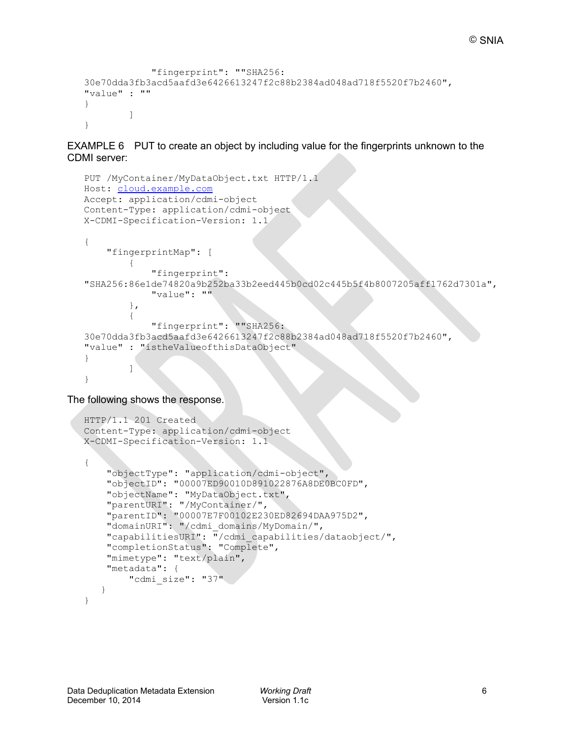```
            "fingerprint": ""SHA256:
30e70dda3fb3acd5aafd3e6426613247f2c88b2384ad048ad718f5520f7b2460",
"value" : ""
}
        ]
}
```

EXAMPLE 6 PUT to create an object by including value for the fingerprints unknown to the CDMI server:

```
PUT /MyContainer/MyDataObject.txt HTTP/1.1
Host: cloud.example.com
Accept: application/cdmi-object
Content-Type: application/cdmi-object
X-CDMI-Specification-Version: 1.1

{
    "fingerprintMap": [
        {
            "fingerprint":
"SHA256:86e1de74820a9b252ba33b2eed445b0cd02c445b5f4b8007205aff1762d7301a",
            "value": ""
        },
        {
            "fingerprint": ""SHA256:
30e70dda3fb3acd5aafd3e6426613247f2c88b2384ad048ad718f5520f7b2460",
"value" : "istheValueofthisDataObject"
}
        ]
}
```

The following shows the response.

```
HTTP/1.1 201 Created
Content-Type: application/cdmi-object
X-CDMI-Specification-Version: 1.1

{
    "objectType": "application/cdmi-object",
    "objectID": "00007ED90010D891022876A8DE0BC0FD",
    "objectName": "MyDataObject.txt",
    "parentURI": "/MyContainer/",
    "parentID": "00007E7F00102E230ED82694DAA975D2",
    "domainURI": "/cdmi_domains/MyDomain/",
    "capabilitiesURI": "/cdmi_capabilities/dataobject/",
    "completionStatus": "Complete",
    "mimetype": "text/plain",
    "metadata": {
        "cdmi_size": "37"
   }
}
```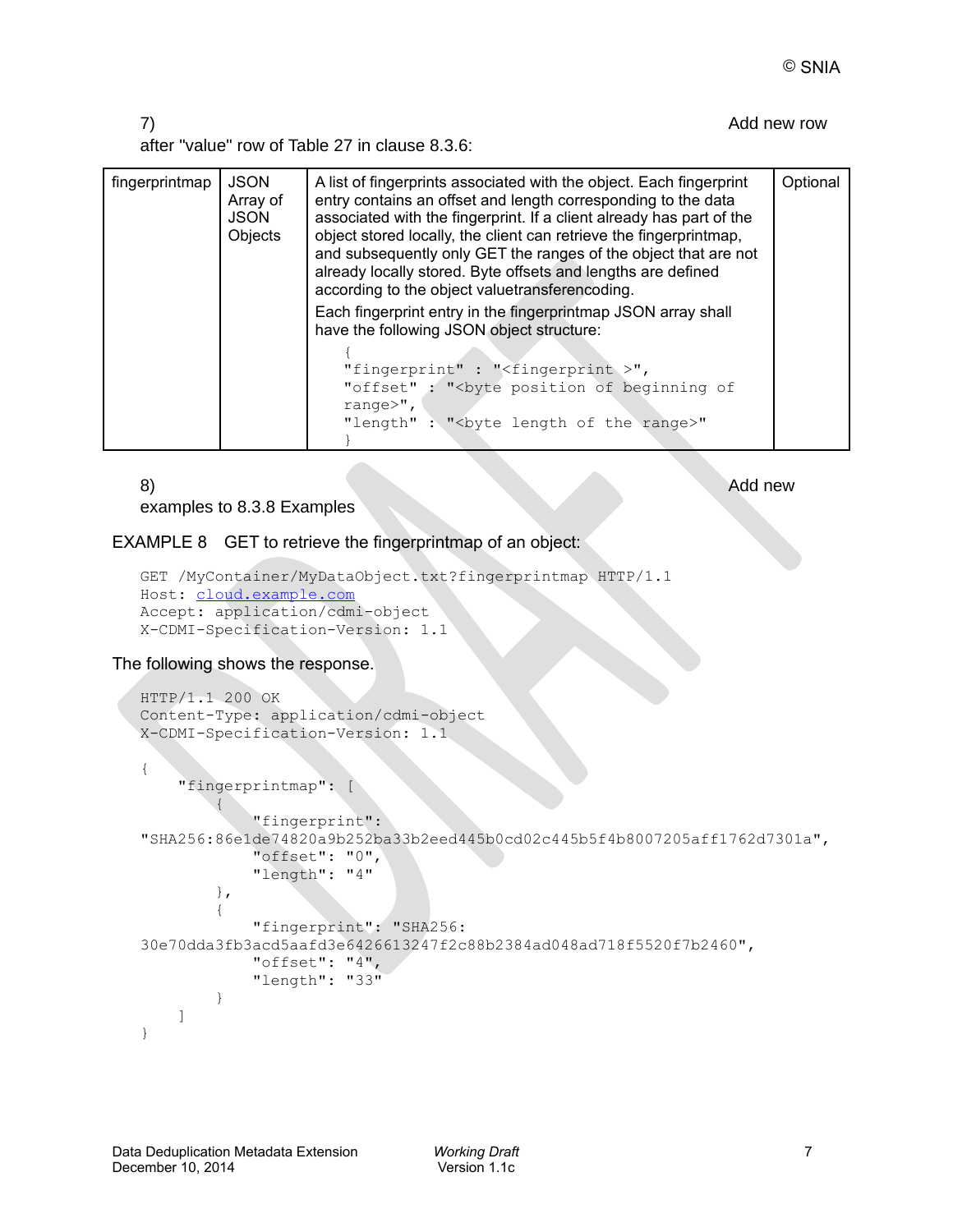7) Add new row after "value" row of Table 27 in clause 8.3.6:

| fingerprintmap | JSON Array of JSON Objects | A list of fingerprints associated with the object. Each fingerprint entry contains an offset and length corresponding to the data associated with the fingerprint. If a client already has part of the object stored locally, the client can retrieve the fingerprintmap, and subsequently only GET the ranges of the object that are not already locally stored. Byte offsets and lengths are defined according to the object valuetransferencoding.<br><br>Each fingerprint entry in the fingerprintmap JSON array shall have the following JSON object structure:<br><br>`{`<br>`"fingerprint" : "<fingerprint >",`<br>`"offset" : "<byte position of beginning of range>",`<br>`"length" : "<byte length of the range>"`<br>`}` | Optional |
|---|---|---|---|

8) Add new examples to 8.3.8 Examples

EXAMPLE 8 GET to retrieve the fingerprintmap of an object:

```
GET /MyContainer/MyDataObject.txt?fingerprintmap HTTP/1.1
Host: cloud.example.com
Accept: application/cdmi-object
X-CDMI-Specification-Version: 1.1
```

The following shows the response.

```
HTTP/1.1 200 OK
Content-Type: application/cdmi-object
X-CDMI-Specification-Version: 1.1

{
    "fingerprintmap": [
        {
            "fingerprint":
"SHA256:86e1de74820a9b252ba33b2eed445b0cd02c445b5f4b8007205aff1762d7301a",
            "offset": "0",
            "length": "4"
        },
        {
            "fingerprint": "SHA256:
30e70dda3fb3acd5aafd3e6426613247f2c88b2384ad048ad718f5520f7b2460",
            "offset": "4",
            "length": "33"
        }
    ]
}
```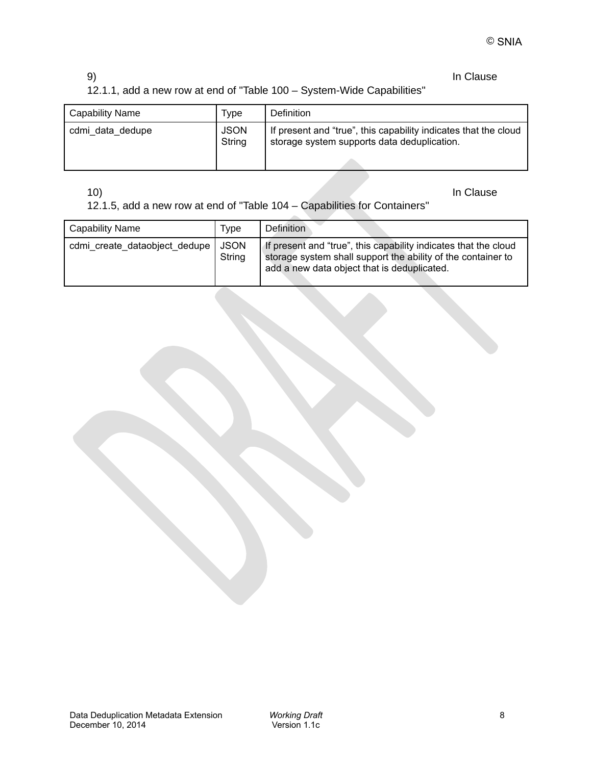9) In Clause 12.1.1, add a new row at end of "Table 100 – System-Wide Capabilities"

| Capability Name | Type | Definition |
|---|---|---|
| cdmi_data_dedupe | JSON String | If present and “true”, this capability indicates that the cloud storage system supports data deduplication. |

10) In Clause 12.1.5, add a new row at end of "Table 104 – Capabilities for Containers"

| Capability Name | Type | Definition |
|---|---|---|
| cdmi_create_dataobject_dedupe | JSON String | If present and “true”, this capability indicates that the cloud storage system shall support the ability of the container to add a new data object that is deduplicated. |